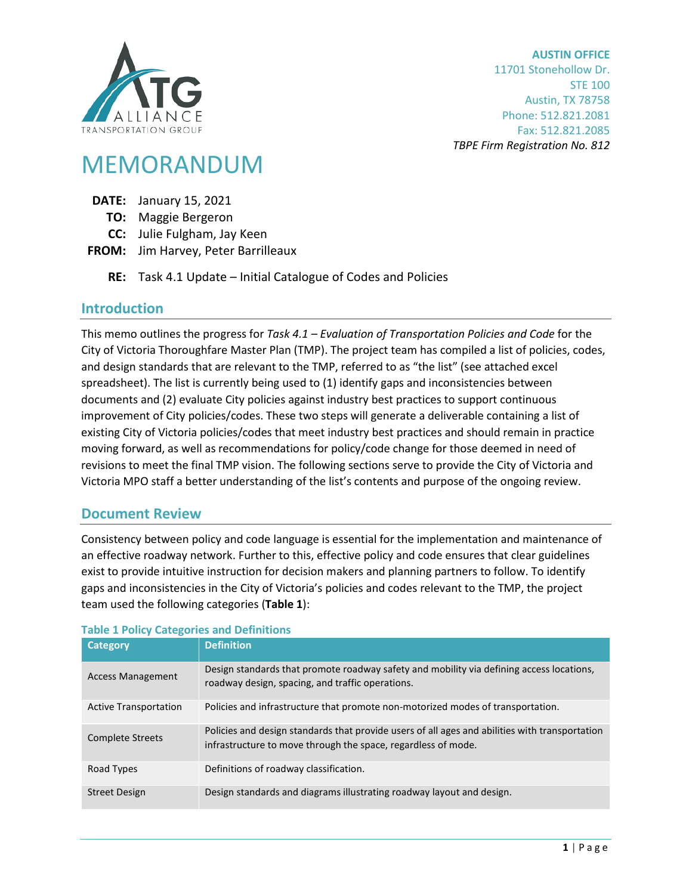**AUSTIN OFFICE**
11701 Stonehollow Dr.
STE 100
Austin, TX 78758
Phone: 512.821.2081
Fax: 512.821.2085
*TBPE Firm Registration No. 812*

# MEMORANDUM

**DATE:** January 15, 2021
**TO:** Maggie Bergeron
**CC:** Julie Fulgham, Jay Keen
**FROM:** Jim Harvey, Peter Barrilleaux

**RE:** Task 4.1 Update – Initial Catalogue of Codes and Policies

## Introduction

This memo outlines the progress for *Task 4.1 – Evaluation of Transportation Policies and Code* for the City of Victoria Thoroughfare Master Plan (TMP). The project team has compiled a list of policies, codes, and design standards that are relevant to the TMP, referred to as "the list" (see attached excel spreadsheet). The list is currently being used to (1) identify gaps and inconsistencies between documents and (2) evaluate City policies against industry best practices to support continuous improvement of City policies/codes. These two steps will generate a deliverable containing a list of existing City of Victoria policies/codes that meet industry best practices and should remain in practice moving forward, as well as recommendations for policy/code change for those deemed in need of revisions to meet the final TMP vision. The following sections serve to provide the City of Victoria and Victoria MPO staff a better understanding of the list's contents and purpose of the ongoing review.

## Document Review

Consistency between policy and code language is essential for the implementation and maintenance of an effective roadway network. Further to this, effective policy and code ensures that clear guidelines exist to provide intuitive instruction for decision makers and planning partners to follow. To identify gaps and inconsistencies in the City of Victoria's policies and codes relevant to the TMP, the project team used the following categories (**Table 1**):

**Table 1 Policy Categories and Definitions**

| Category | Definition |
|---|---|
| Access Management | Design standards that promote roadway safety and mobility via defining access locations, roadway design, spacing, and traffic operations. |
| Active Transportation | Policies and infrastructure that promote non-motorized modes of transportation. |
| Complete Streets | Policies and design standards that provide users of all ages and abilities with transportation infrastructure to move through the space, regardless of mode. |
| Road Types | Definitions of roadway classification. |
| Street Design | Design standards and diagrams illustrating roadway layout and design. |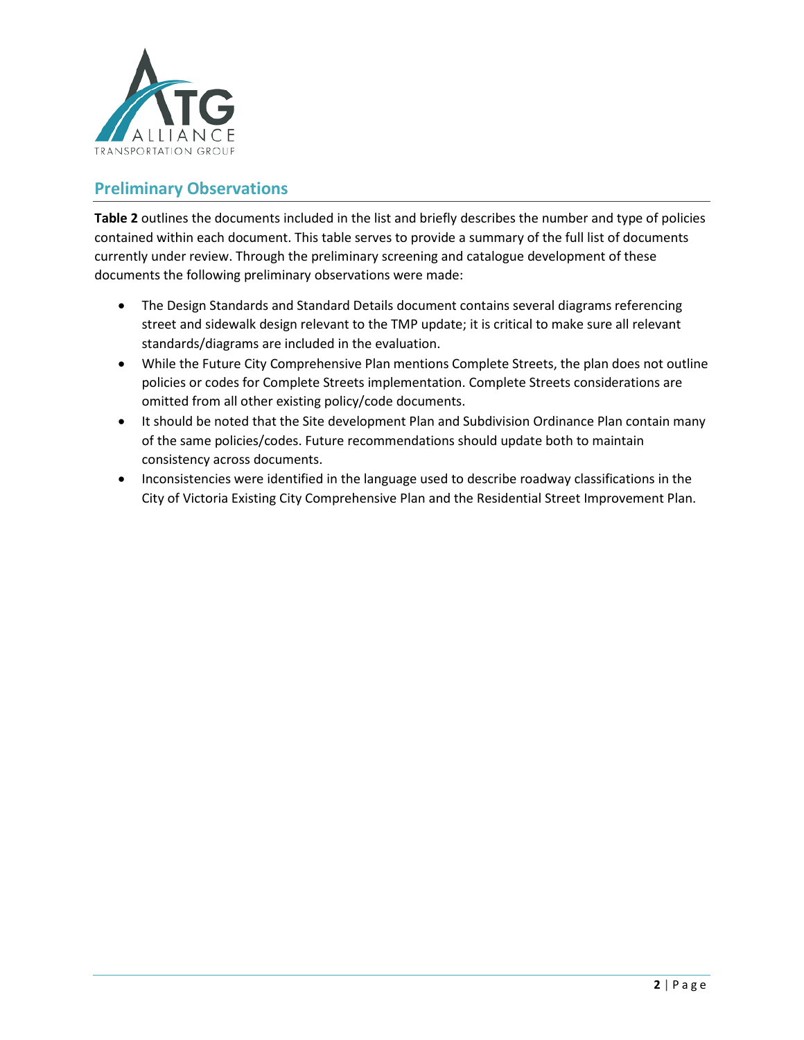## Preliminary Observations

**Table 2** outlines the documents included in the list and briefly describes the number and type of policies contained within each document. This table serves to provide a summary of the full list of documents currently under review. Through the preliminary screening and catalogue development of these documents the following preliminary observations were made:

- The Design Standards and Standard Details document contains several diagrams referencing street and sidewalk design relevant to the TMP update; it is critical to make sure all relevant standards/diagrams are included in the evaluation.
- While the Future City Comprehensive Plan mentions Complete Streets, the plan does not outline policies or codes for Complete Streets implementation. Complete Streets considerations are omitted from all other existing policy/code documents.
- It should be noted that the Site development Plan and Subdivision Ordinance Plan contain many of the same policies/codes. Future recommendations should update both to maintain consistency across documents.
- Inconsistencies were identified in the language used to describe roadway classifications in the City of Victoria Existing City Comprehensive Plan and the Residential Street Improvement Plan.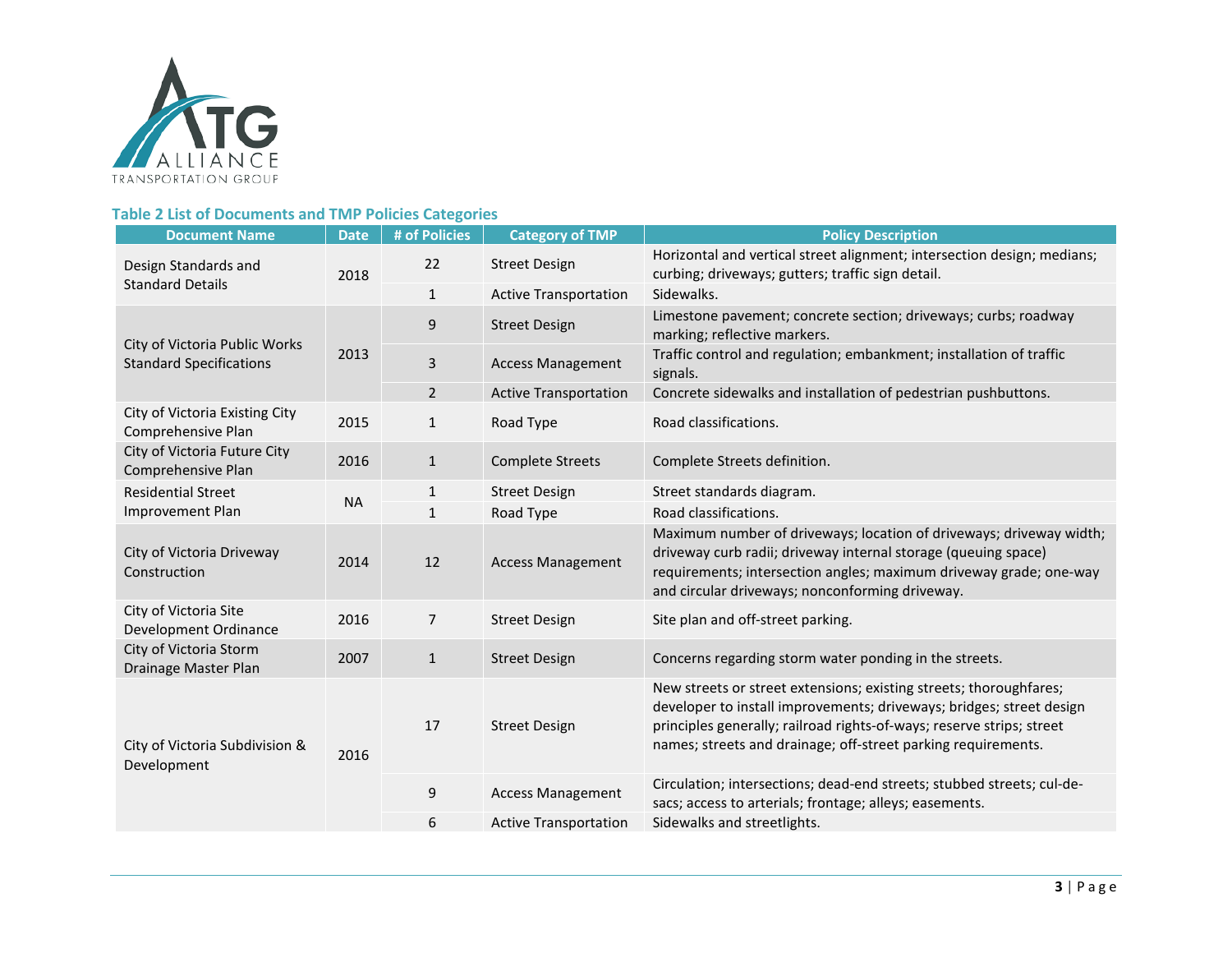**Table 2 List of Documents and TMP Policies Categories**

| Document Name | Date | # of Policies | Category of TMP | Policy Description |
|---|---|---|---|---|
| Design Standards and Standard Details | 2018 | 22 | Street Design | Horizontal and vertical street alignment; intersection design; medians; curbing; driveways; gutters; traffic sign detail. |
| | | 1 | Active Transportation | Sidewalks. |
| City of Victoria Public Works Standard Specifications | 2013 | 9 | Street Design | Limestone pavement; concrete section; driveways; curbs; roadway marking; reflective markers. |
| | | 3 | Access Management | Traffic control and regulation; embankment; installation of traffic signals. |
| | | 2 | Active Transportation | Concrete sidewalks and installation of pedestrian pushbuttons. |
| City of Victoria Existing City Comprehensive Plan | 2015 | 1 | Road Type | Road classifications. |
| City of Victoria Future City Comprehensive Plan | 2016 | 1 | Complete Streets | Complete Streets definition. |
| Residential Street Improvement Plan | NA | 1 | Street Design | Street standards diagram. |
| | | 1 | Road Type | Road classifications. |
| City of Victoria Driveway Construction | 2014 | 12 | Access Management | Maximum number of driveways; location of driveways; driveway width; driveway curb radii; driveway internal storage (queuing space) requirements; intersection angles; maximum driveway grade; one-way and circular driveways; nonconforming driveway. |
| City of Victoria Site Development Ordinance | 2016 | 7 | Street Design | Site plan and off-street parking. |
| City of Victoria Storm Drainage Master Plan | 2007 | 1 | Street Design | Concerns regarding storm water ponding in the streets. |
| City of Victoria Subdivision & Development | 2016 | 17 | Street Design | New streets or street extensions; existing streets; thoroughfares; developer to install improvements; driveways; bridges; street design principles generally; railroad rights-of-ways; reserve strips; street names; streets and drainage; off-street parking requirements. |
| | | 9 | Access Management | Circulation; intersections; dead-end streets; stubbed streets; cul-de-sacs; access to arterials; frontage; alleys; easements. |
| | | 6 | Active Transportation | Sidewalks and streetlights. |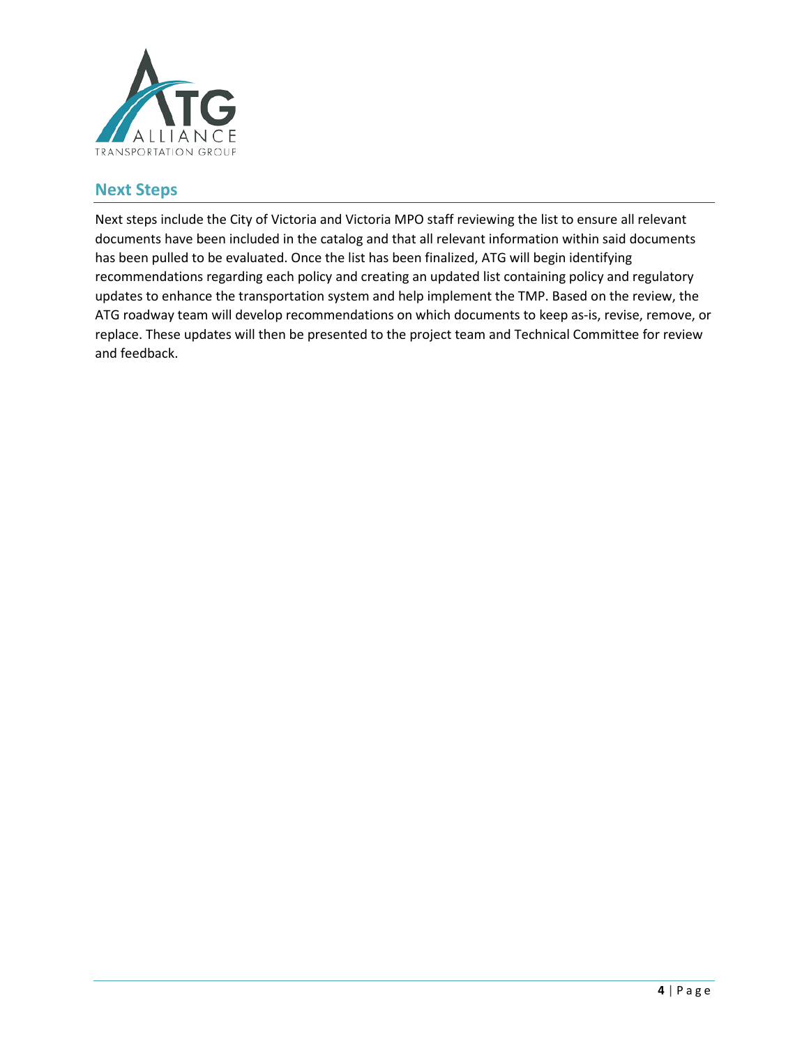## Next Steps

Next steps include the City of Victoria and Victoria MPO staff reviewing the list to ensure all relevant documents have been included in the catalog and that all relevant information within said documents has been pulled to be evaluated. Once the list has been finalized, ATG will begin identifying recommendations regarding each policy and creating an updated list containing policy and regulatory updates to enhance the transportation system and help implement the TMP. Based on the review, the ATG roadway team will develop recommendations on which documents to keep as-is, revise, remove, or replace. These updates will then be presented to the project team and Technical Committee for review and feedback.